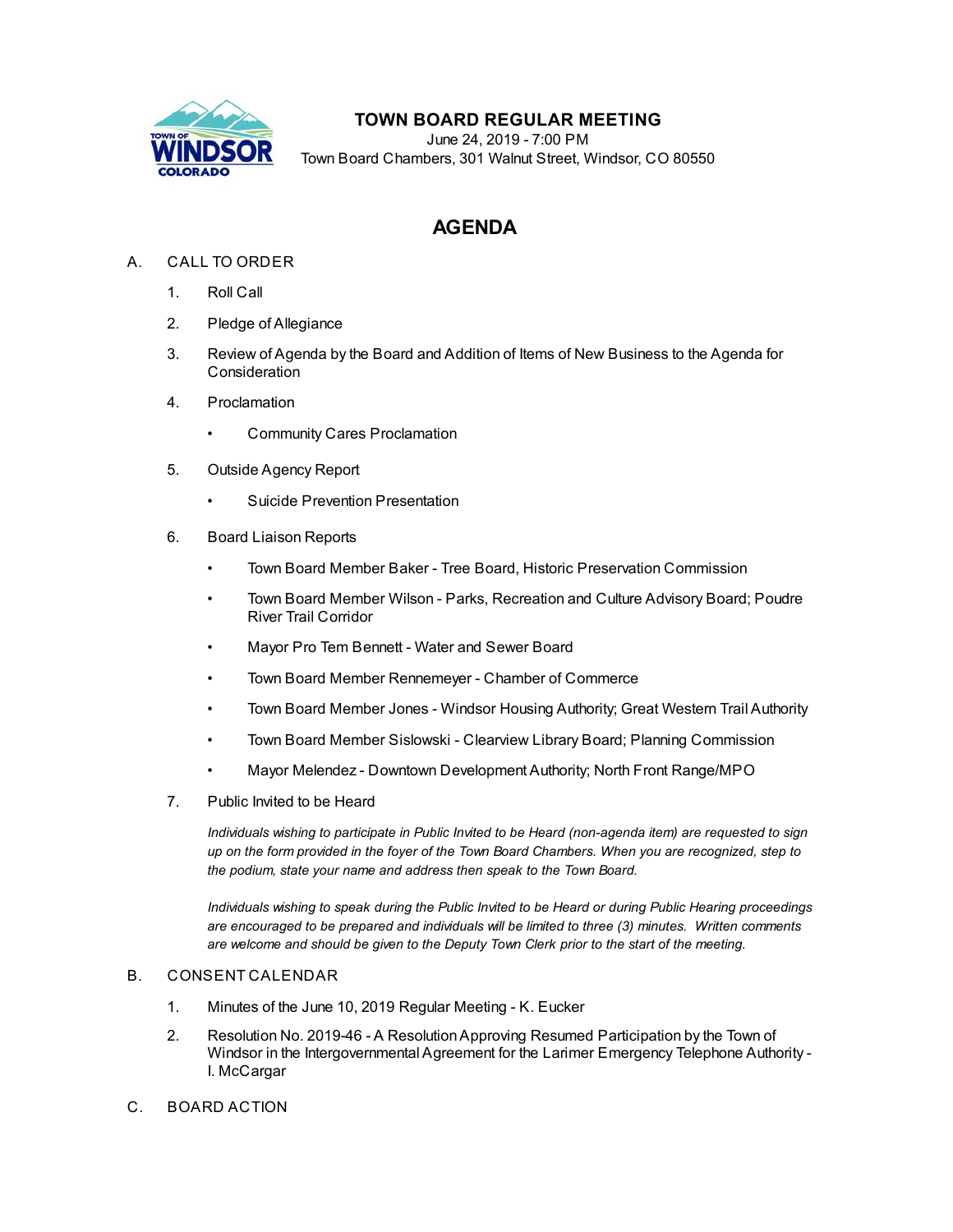# TOWN BOARD REGULAR MEETING

June 24, 2019 - 7:00 PM
Town Board Chambers, 301 Walnut Street, Windsor, CO 80550

## AGENDA

A. CALL TO ORDER

1. Roll Call
2. Pledge of Allegiance
3. Review of Agenda by the Board and Addition of Items of New Business to the Agenda for Consideration
4. Proclamation
   - Community Cares Proclamation
5. Outside Agency Report
   - Suicide Prevention Presentation
6. Board Liaison Reports
   - Town Board Member Baker - Tree Board, Historic Preservation Commission
   - Town Board Member Wilson - Parks, Recreation and Culture Advisory Board; Poudre River Trail Corridor
   - Mayor Pro Tem Bennett - Water and Sewer Board
   - Town Board Member Rennemeyer - Chamber of Commerce
   - Town Board Member Jones - Windsor Housing Authority; Great Western Trail Authority
   - Town Board Member Sislowski - Clearview Library Board; Planning Commission
   - Mayor Melendez - Downtown Development Authority; North Front Range/MPO
7. Public Invited to be Heard

   *Individuals wishing to participate in Public Invited to be Heard (non-agenda item) are requested to sign up on the form provided in the foyer of the Town Board Chambers. When you are recognized, step to the podium, state your name and address then speak to the Town Board.*

   *Individuals wishing to speak during the Public Invited to be Heard or during Public Hearing proceedings are encouraged to be prepared and individuals will be limited to three (3) minutes. Written comments are welcome and should be given to the Deputy Town Clerk prior to the start of the meeting.*

B. CONSENT CALENDAR

1. Minutes of the June 10, 2019 Regular Meeting - K. Eucker
2. Resolution No. 2019-46 - A Resolution Approving Resumed Participation by the Town of Windsor in the Intergovernmental Agreement for the Larimer Emergency Telephone Authority - I. McCargar

C. BOARD ACTION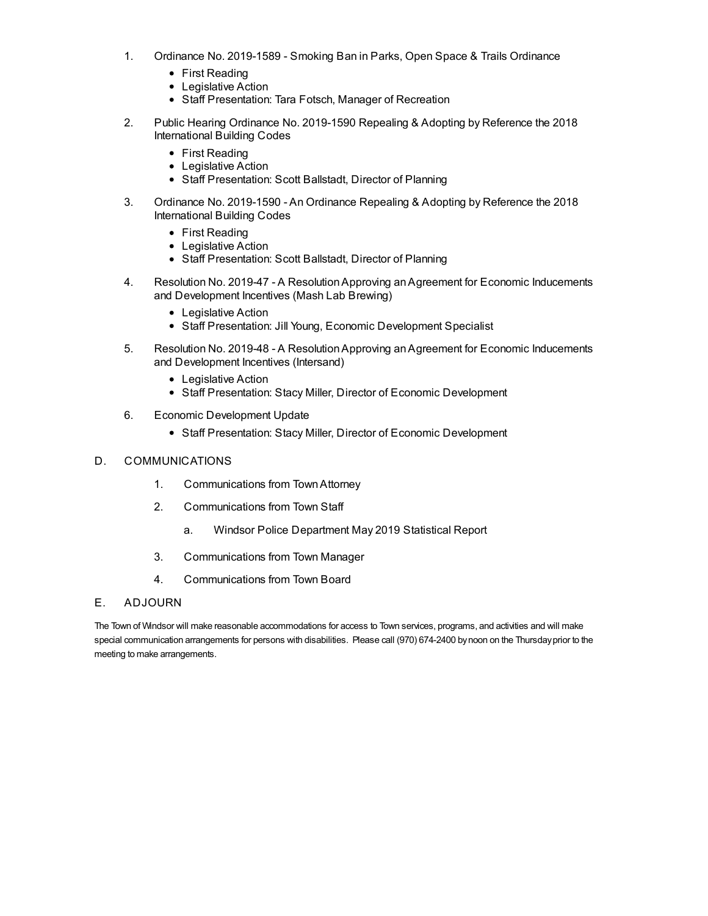1. Ordinance No. 2019-1589 - Smoking Ban in Parks, Open Space & Trails Ordinance
   - First Reading
   - Legislative Action
   - Staff Presentation: Tara Fotsch, Manager of Recreation
2. Public Hearing Ordinance No. 2019-1590 Repealing & Adopting by Reference the 2018 International Building Codes
   - First Reading
   - Legislative Action
   - Staff Presentation: Scott Ballstadt, Director of Planning
3. Ordinance No. 2019-1590 - An Ordinance Repealing & Adopting by Reference the 2018 International Building Codes
   - First Reading
   - Legislative Action
   - Staff Presentation: Scott Ballstadt, Director of Planning
4. Resolution No. 2019-47 - A Resolution Approving an Agreement for Economic Inducements and Development Incentives (Mash Lab Brewing)
   - Legislative Action
   - Staff Presentation: Jill Young, Economic Development Specialist
5. Resolution No. 2019-48 - A Resolution Approving an Agreement for Economic Inducements and Development Incentives (Intersand)
   - Legislative Action
   - Staff Presentation: Stacy Miller, Director of Economic Development
6. Economic Development Update
   - Staff Presentation: Stacy Miller, Director of Economic Development

## D. COMMUNICATIONS

1. Communications from Town Attorney
2. Communications from Town Staff
   a. Windsor Police Department May 2019 Statistical Report
3. Communications from Town Manager
4. Communications from Town Board

## E. ADJOURN

The Town of Windsor will make reasonable accommodations for access to Town services, programs, and activities and will make special communication arrangements for persons with disabilities. Please call (970) 674-2400 by noon on the Thursday prior to the meeting to make arrangements.